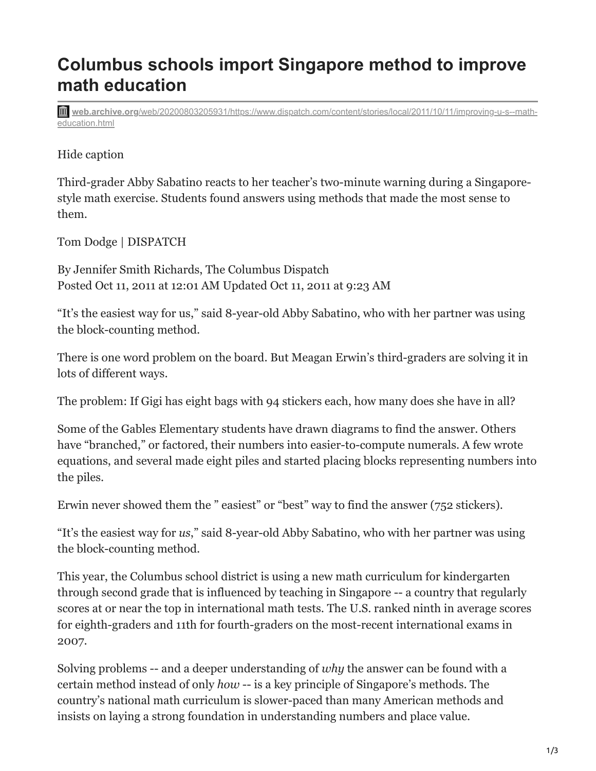# Columbus schools import Singapore method to improve math education

web.archive.org/web/20200803205931/https://www.dispatch.com/content/stories/local/2011/10/11/improving-u-s--math-education.html

Hide caption

Third-grader Abby Sabatino reacts to her teacher's two-minute warning during a Singapore-style math exercise. Students found answers using methods that made the most sense to them.

Tom Dodge | DISPATCH

By Jennifer Smith Richards, The Columbus Dispatch
Posted Oct 11, 2011 at 12:01 AM Updated Oct 11, 2011 at 9:23 AM

"It's the easiest way for us," said 8-year-old Abby Sabatino, who with her partner was using the block-counting method.

There is one word problem on the board. But Meagan Erwin's third-graders are solving it in lots of different ways.

The problem: If Gigi has eight bags with 94 stickers each, how many does she have in all?

Some of the Gables Elementary students have drawn diagrams to find the answer. Others have "branched," or factored, their numbers into easier-to-compute numerals. A few wrote equations, and several made eight piles and started placing blocks representing numbers into the piles.

Erwin never showed them the " easiest" or "best" way to find the answer (752 stickers).

"It's the easiest way for *us*," said 8-year-old Abby Sabatino, who with her partner was using the block-counting method.

This year, the Columbus school district is using a new math curriculum for kindergarten through second grade that is influenced by teaching in Singapore -- a country that regularly scores at or near the top in international math tests. The U.S. ranked ninth in average scores for eighth-graders and 11th for fourth-graders on the most-recent international exams in 2007.

Solving problems -- and a deeper understanding of *why* the answer can be found with a certain method instead of only *how* -- is a key principle of Singapore's methods. The country's national math curriculum is slower-paced than many American methods and insists on laying a strong foundation in understanding numbers and place value.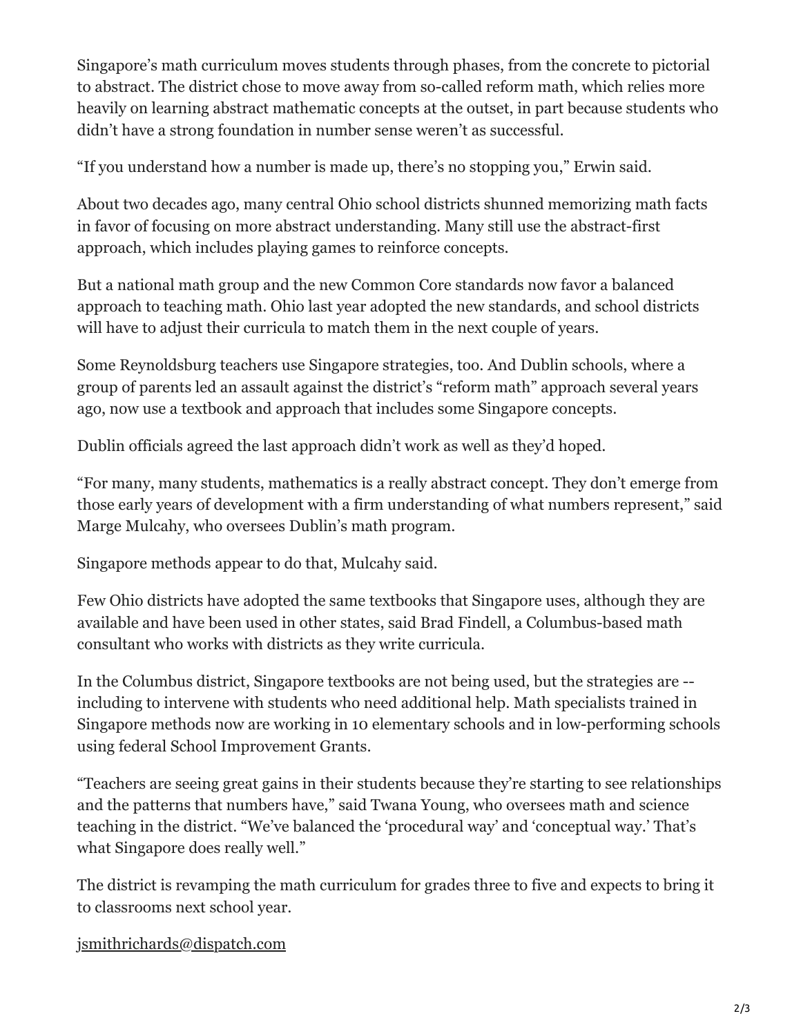Singapore's math curriculum moves students through phases, from the concrete to pictorial to abstract. The district chose to move away from so-called reform math, which relies more heavily on learning abstract mathematic concepts at the outset, in part because students who didn't have a strong foundation in number sense weren't as successful.

"If you understand how a number is made up, there's no stopping you," Erwin said.

About two decades ago, many central Ohio school districts shunned memorizing math facts in favor of focusing on more abstract understanding. Many still use the abstract-first approach, which includes playing games to reinforce concepts.

But a national math group and the new Common Core standards now favor a balanced approach to teaching math. Ohio last year adopted the new standards, and school districts will have to adjust their curricula to match them in the next couple of years.

Some Reynoldsburg teachers use Singapore strategies, too. And Dublin schools, where a group of parents led an assault against the district's "reform math" approach several years ago, now use a textbook and approach that includes some Singapore concepts.

Dublin officials agreed the last approach didn't work as well as they'd hoped.

"For many, many students, mathematics is a really abstract concept. They don't emerge from those early years of development with a firm understanding of what numbers represent," said Marge Mulcahy, who oversees Dublin's math program.

Singapore methods appear to do that, Mulcahy said.

Few Ohio districts have adopted the same textbooks that Singapore uses, although they are available and have been used in other states, said Brad Findell, a Columbus-based math consultant who works with districts as they write curricula.

In the Columbus district, Singapore textbooks are not being used, but the strategies are -- including to intervene with students who need additional help. Math specialists trained in Singapore methods now are working in 10 elementary schools and in low-performing schools using federal School Improvement Grants.

"Teachers are seeing great gains in their students because they're starting to see relationships and the patterns that numbers have," said Twana Young, who oversees math and science teaching in the district. "We've balanced the 'procedural way' and 'conceptual way.' That's what Singapore does really well."

The district is revamping the math curriculum for grades three to five and expects to bring it to classrooms next school year.

jsmithrichards@dispatch.com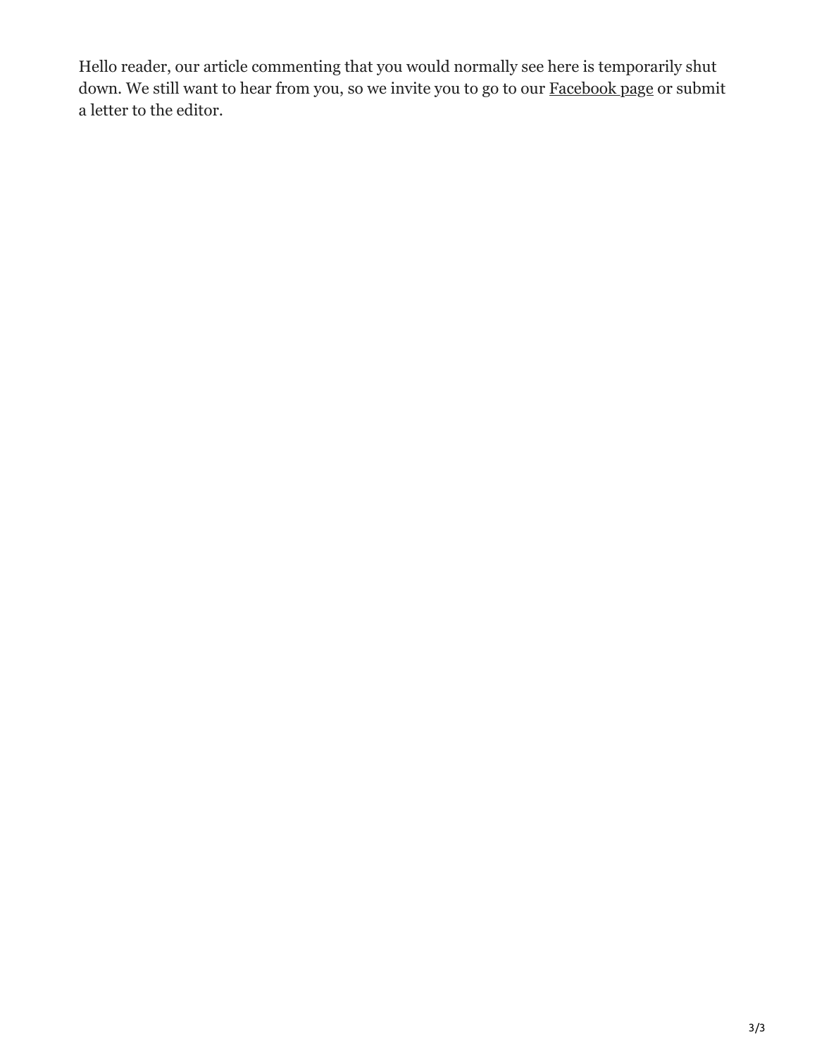Hello reader, our article commenting that you would normally see here is temporarily shut down. We still want to hear from you, so we invite you to go to our Facebook page or submit a letter to the editor.